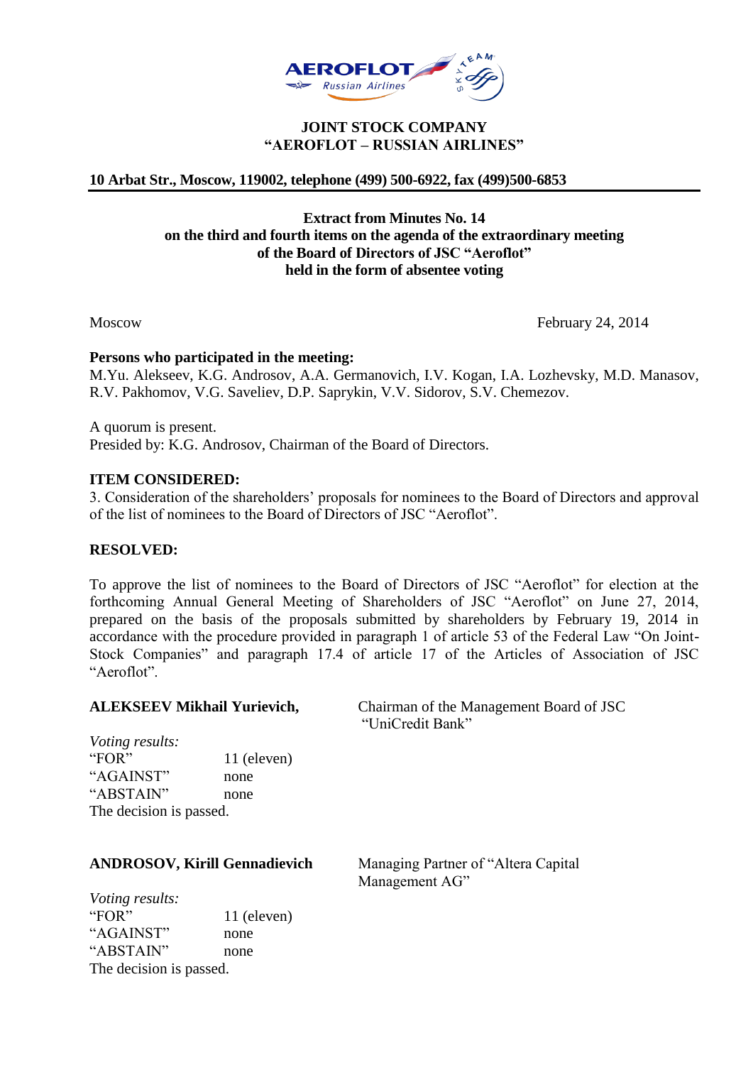**JOINT STOCK COMPANY**
**"AEROFLOT – RUSSIAN AIRLINES"**

**10 Arbat Str., Moscow, 119002, telephone (499) 500-6922, fax (499)500-6853**

---

**Extract from Minutes No. 14**
**on the third and fourth items on the agenda of the extraordinary meeting**
**of the Board of Directors of JSC "Aeroflot"**
**held in the form of absentee voting**

Moscow February 24, 2014

**Persons who participated in the meeting:**
M.Yu. Alekseev, K.G. Androsov, A.A. Germanovich, I.V. Kogan, I.A. Lozhevsky, M.D. Manasov, R.V. Pakhomov, V.G. Saveliev, D.P. Saprykin, V.V. Sidorov, S.V. Chemezov.

A quorum is present.
Presided by: K.G. Androsov, Chairman of the Board of Directors.

**ITEM CONSIDERED:**
3. Consideration of the shareholders' proposals for nominees to the Board of Directors and approval of the list of nominees to the Board of Directors of JSC "Aeroflot".

**RESOLVED:**

To approve the list of nominees to the Board of Directors of JSC "Aeroflot" for election at the forthcoming Annual General Meeting of Shareholders of JSC "Aeroflot" on June 27, 2014, prepared on the basis of the proposals submitted by shareholders by February 19, 2014 in accordance with the procedure provided in paragraph 1 of article 53 of the Federal Law "On Joint-Stock Companies" and paragraph 17.4 of article 17 of the Articles of Association of JSC "Aeroflot".

**ALEKSEEV Mikhail Yurievich,** Chairman of the Management Board of JSC "UniCredit Bank"

*Voting results:*
"FOR" 11 (eleven)
"AGAINST" none
"ABSTAIN" none
The decision is passed.

**ANDROSOV, Kirill Gennadievich** Managing Partner of "Altera Capital Management AG"

*Voting results:*
"FOR" 11 (eleven)
"AGAINST" none
"ABSTAIN" none
The decision is passed.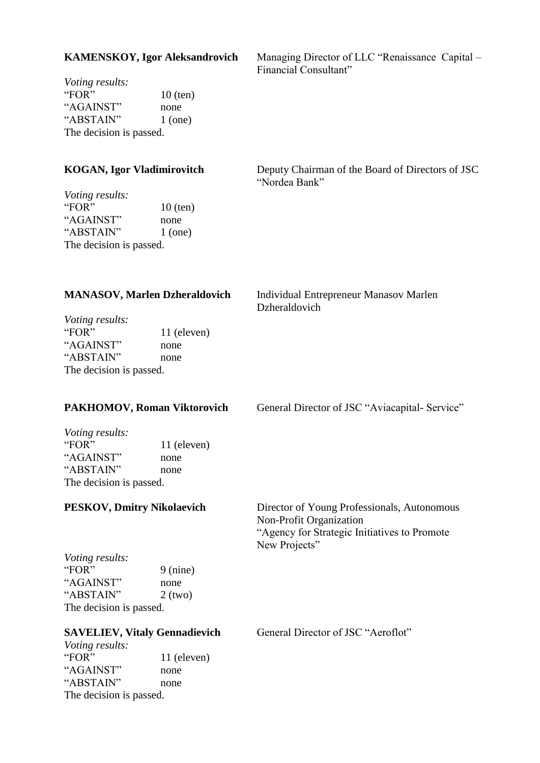**KAMENSKOY, Igor Aleksandrovich** — Managing Director of LLC "Renaissance Capital – Financial Consultant"

*Voting results:*

| | |
|---|---|
| "FOR" | 10 (ten) |
| "AGAINST" | none |
| "ABSTAIN" | 1 (one) |

The decision is passed.

**KOGAN, Igor Vladimirovitch** — Deputy Chairman of the Board of Directors of JSC "Nordea Bank"

*Voting results:*

| | |
|---|---|
| "FOR" | 10 (ten) |
| "AGAINST" | none |
| "ABSTAIN" | 1 (one) |

The decision is passed.

**MANASOV, Marlen Dzheraldovich** — Individual Entrepreneur Manasov Marlen Dzheraldovich

*Voting results:*

| | |
|---|---|
| "FOR" | 11 (eleven) |
| "AGAINST" | none |
| "ABSTAIN" | none |

The decision is passed.

**PAKHOMOV, Roman Viktorovich** — General Director of JSC "Aviacapital- Service"

*Voting results:*

| | |
|---|---|
| "FOR" | 11 (eleven) |
| "AGAINST" | none |
| "ABSTAIN" | none |

The decision is passed.

**PESKOV, Dmitry Nikolaevich** — Director of Young Professionals, Autonomous Non-Profit Organization "Agency for Strategic Initiatives to Promote New Projects"

*Voting results:*

| | |
|---|---|
| "FOR" | 9 (nine) |
| "AGAINST" | none |
| "ABSTAIN" | 2 (two) |

The decision is passed.

**SAVELIEV, Vitaly Gennadievich** — General Director of JSC "Aeroflot"

*Voting results:*

| | |
|---|---|
| "FOR" | 11 (eleven) |
| "AGAINST" | none |
| "ABSTAIN" | none |

The decision is passed.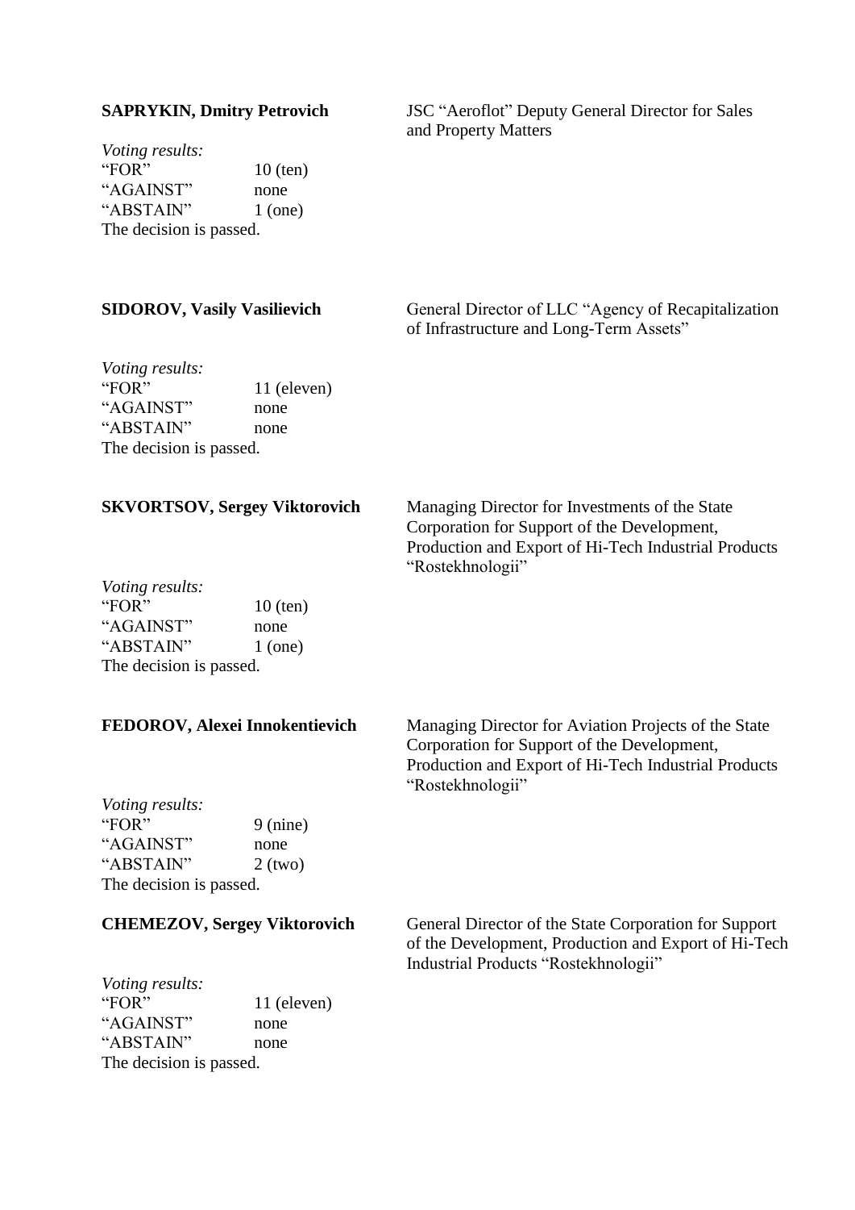**SAPRYKIN, Dmitry Petrovich** — JSC "Aeroflot" Deputy General Director for Sales and Property Matters

*Voting results:*

"FOR" 10 (ten)
"AGAINST" none
"ABSTAIN" 1 (one)

The decision is passed.

**SIDOROV, Vasily Vasilievich** — General Director of LLC "Agency of Recapitalization of Infrastructure and Long-Term Assets"

*Voting results:*

"FOR" 11 (eleven)
"AGAINST" none
"ABSTAIN" none

The decision is passed.

**SKVORTSOV, Sergey Viktorovich** — Managing Director for Investments of the State Corporation for Support of the Development, Production and Export of Hi-Tech Industrial Products "Rostekhnologii"

*Voting results:*

"FOR" 10 (ten)
"AGAINST" none
"ABSTAIN" 1 (one)

The decision is passed.

**FEDOROV, Alexei Innokentievich** — Managing Director for Aviation Projects of the State Corporation for Support of the Development, Production and Export of Hi-Tech Industrial Products "Rostekhnologii"

*Voting results:*

"FOR" 9 (nine)
"AGAINST" none
"ABSTAIN" 2 (two)

The decision is passed.

**CHEMEZOV, Sergey Viktorovich** — General Director of the State Corporation for Support of the Development, Production and Export of Hi-Tech Industrial Products "Rostekhnologii"

*Voting results:*

"FOR" 11 (eleven)
"AGAINST" none
"ABSTAIN" none

The decision is passed.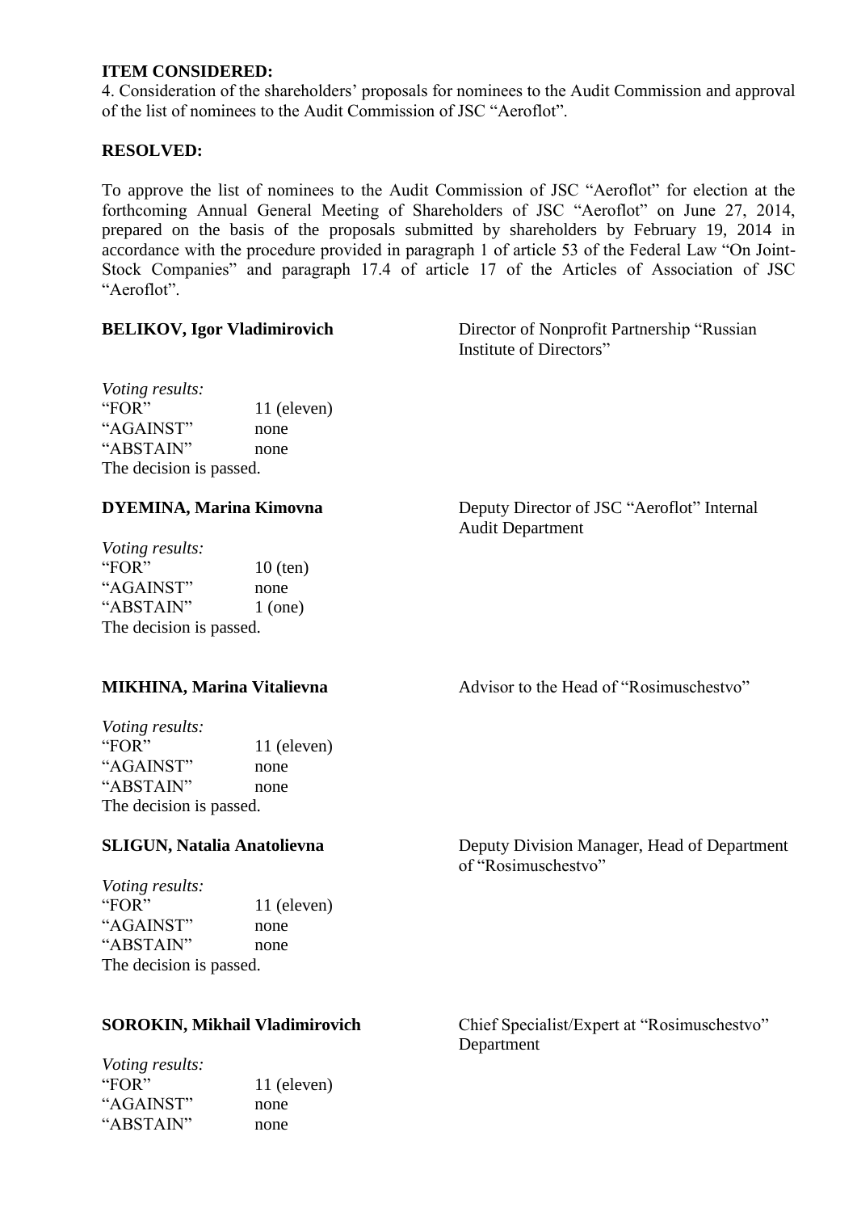**ITEM CONSIDERED:**
4. Consideration of the shareholders' proposals for nominees to the Audit Commission and approval of the list of nominees to the Audit Commission of JSC "Aeroflot".

**RESOLVED:**

To approve the list of nominees to the Audit Commission of JSC "Aeroflot" for election at the forthcoming Annual General Meeting of Shareholders of JSC "Aeroflot" on June 27, 2014, prepared on the basis of the proposals submitted by shareholders by February 19, 2014 in accordance with the procedure provided in paragraph 1 of article 53 of the Federal Law "On Joint-Stock Companies" and paragraph 17.4 of article 17 of the Articles of Association of JSC "Aeroflot".

**BELIKOV, Igor Vladimirovich** — Director of Nonprofit Partnership "Russian Institute of Directors"

*Voting results:*

| | |
|---|---|
| "FOR" | 11 (eleven) |
| "AGAINST" | none |
| "ABSTAIN" | none |

The decision is passed.

**DYEMINA, Marina Kimovna** — Deputy Director of JSC "Aeroflot" Internal Audit Department

*Voting results:*

| | |
|---|---|
| "FOR" | 10 (ten) |
| "AGAINST" | none |
| "ABSTAIN" | 1 (one) |

The decision is passed.

**MIKHINA, Marina Vitalievna** — Advisor to the Head of "Rosimuschestvo"

*Voting results:*

| | |
|---|---|
| "FOR" | 11 (eleven) |
| "AGAINST" | none |
| "ABSTAIN" | none |

The decision is passed.

**SLIGUN, Natalia Anatolievna** — Deputy Division Manager, Head of Department of "Rosimuschestvo"

*Voting results:*

| | |
|---|---|
| "FOR" | 11 (eleven) |
| "AGAINST" | none |
| "ABSTAIN" | none |

The decision is passed.

**SOROKIN, Mikhail Vladimirovich** — Chief Specialist/Expert at "Rosimuschestvo" Department

*Voting results:*

| | |
|---|---|
| "FOR" | 11 (eleven) |
| "AGAINST" | none |
| "ABSTAIN" | none |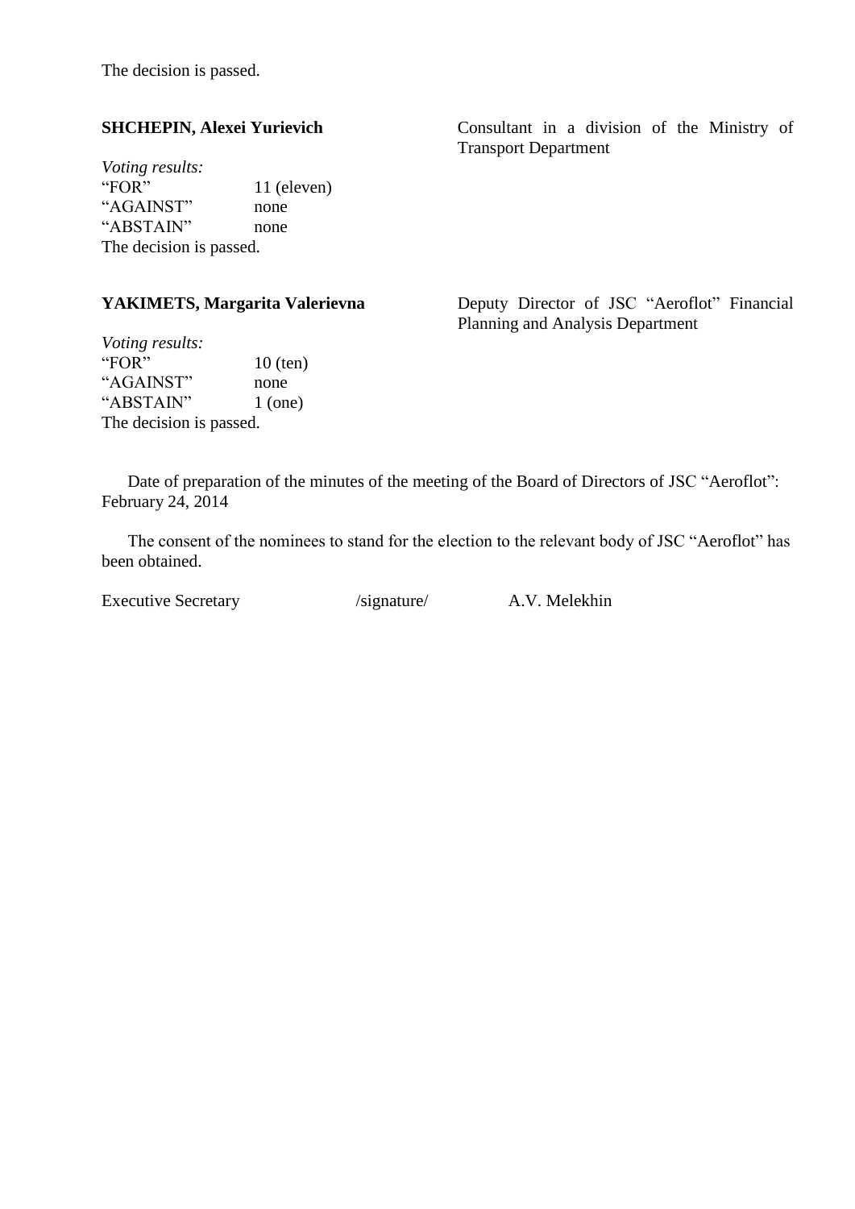The decision is passed.

**SHCHEPIN, Alexei Yurievich** — Consultant in a division of the Ministry of Transport Department

*Voting results:*

| | |
|---|---|
| "FOR" | 11 (eleven) |
| "AGAINST" | none |
| "ABSTAIN" | none |

The decision is passed.

**YAKIMETS, Margarita Valerievna** — Deputy Director of JSC "Aeroflot" Financial Planning and Analysis Department

*Voting results:*

| | |
|---|---|
| "FOR" | 10 (ten) |
| "AGAINST" | none |
| "ABSTAIN" | 1 (one) |

The decision is passed.

Date of preparation of the minutes of the meeting of the Board of Directors of JSC "Aeroflot": February 24, 2014

The consent of the nominees to stand for the election to the relevant body of JSC "Aeroflot" has been obtained.

Executive Secretary /signature/ A.V. Melekhin